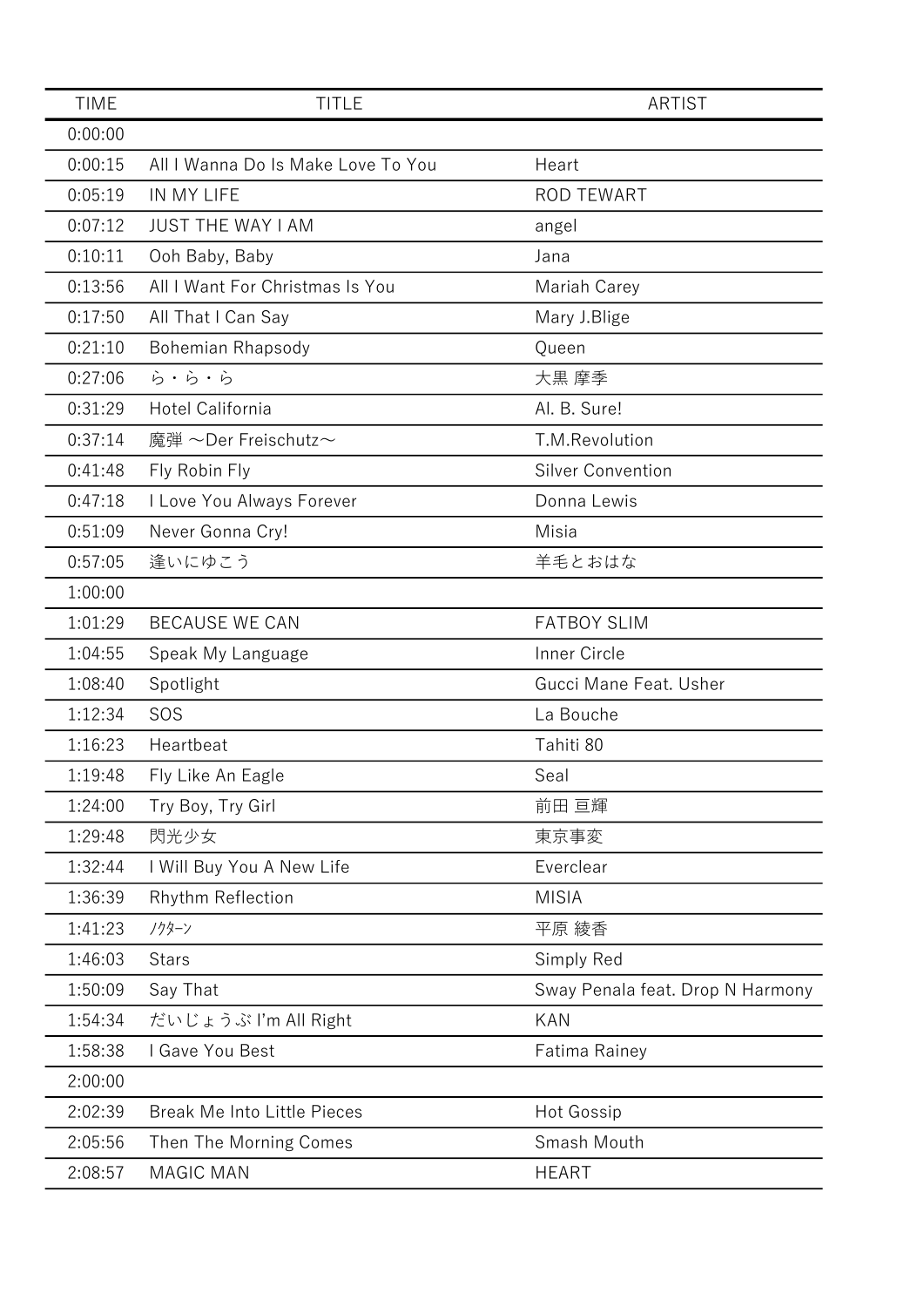| TIME | TITLE | ARTIST |
|---|---|---|
| 0:00:00 | | |
| 0:00:15 | All I Wanna Do Is Make Love To You | Heart |
| 0:05:19 | IN MY LIFE | ROD TEWART |
| 0:07:12 | JUST THE WAY I AM | angel |
| 0:10:11 | Ooh Baby, Baby | Jana |
| 0:13:56 | All I Want For Christmas Is You | Mariah Carey |
| 0:17:50 | All That I Can Say | Mary J.Blige |
| 0:21:10 | Bohemian Rhapsody | Queen |
| 0:27:06 | ら・ら・ら | 大黒 摩季 |
| 0:31:29 | Hotel California | Al. B. Sure! |
| 0:37:14 | 魔弾 〜Der Freischutz〜 | T.M.Revolution |
| 0:41:48 | Fly Robin Fly | Silver Convention |
| 0:47:18 | I Love You Always Forever | Donna Lewis |
| 0:51:09 | Never Gonna Cry! | Misia |
| 0:57:05 | 逢いにゆこう | 羊毛とおはな |
| 1:00:00 | | |
| 1:01:29 | BECAUSE WE CAN | FATBOY SLIM |
| 1:04:55 | Speak My Language | Inner Circle |
| 1:08:40 | Spotlight | Gucci Mane Feat. Usher |
| 1:12:34 | SOS | La Bouche |
| 1:16:23 | Heartbeat | Tahiti 80 |
| 1:19:48 | Fly Like An Eagle | Seal |
| 1:24:00 | Try Boy, Try Girl | 前田 亘輝 |
| 1:29:48 | 閃光少女 | 東京事変 |
| 1:32:44 | I Will Buy You A New Life | Everclear |
| 1:36:39 | Rhythm Reflection | MISIA |
| 1:41:23 | ﾉｸﾀｰﾝ | 平原 綾香 |
| 1:46:03 | Stars | Simply Red |
| 1:50:09 | Say That | Sway Penala feat. Drop N Harmony |
| 1:54:34 | だいじょうぶ I'm All Right | KAN |
| 1:58:38 | I Gave You Best | Fatima Rainey |
| 2:00:00 | | |
| 2:02:39 | Break Me Into Little Pieces | Hot Gossip |
| 2:05:56 | Then The Morning Comes | Smash Mouth |
| 2:08:57 | MAGIC MAN | HEART |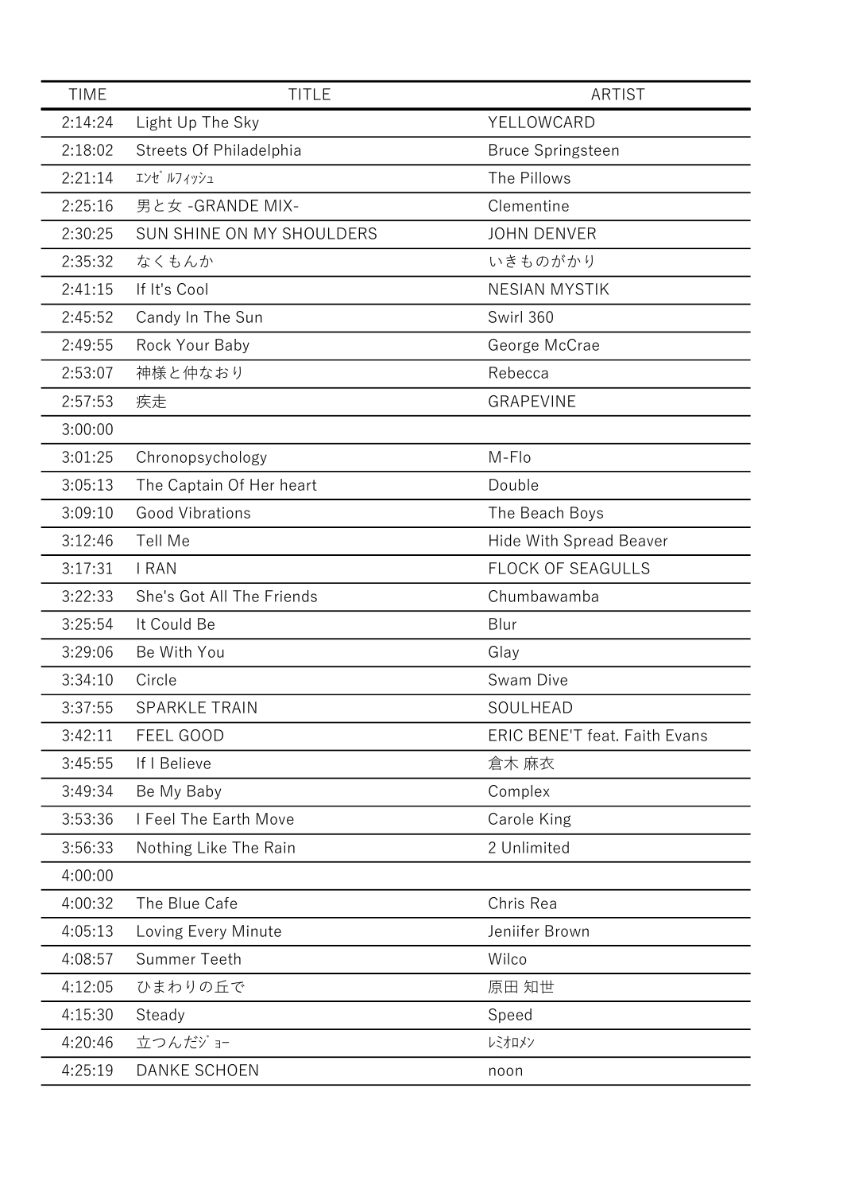| TIME | TITLE | ARTIST |
| --- | --- | --- |
| 2:14:24 | Light Up The Sky | YELLOWCARD |
| 2:18:02 | Streets Of Philadelphia | Bruce Springsteen |
| 2:21:14 | ｴﾝｾﾞﾙﾌｨｯｼｭ | The Pillows |
| 2:25:16 | 男と女 -GRANDE MIX- | Clementine |
| 2:30:25 | SUN SHINE ON MY SHOULDERS | JOHN DENVER |
| 2:35:32 | なくもんか | いきものがかり |
| 2:41:15 | If It's Cool | NESIAN MYSTIK |
| 2:45:52 | Candy In The Sun | Swirl 360 |
| 2:49:55 | Rock Your Baby | George McCrae |
| 2:53:07 | 神様と仲なおり | Rebecca |
| 2:57:53 | 疾走 | GRAPEVINE |
| 3:00:00 | | |
| 3:01:25 | Chronopsychology | M-Flo |
| 3:05:13 | The Captain Of Her heart | Double |
| 3:09:10 | Good Vibrations | The Beach Boys |
| 3:12:46 | Tell Me | Hide With Spread Beaver |
| 3:17:31 | I RAN | FLOCK OF SEAGULLS |
| 3:22:33 | She's Got All The Friends | Chumbawamba |
| 3:25:54 | It Could Be | Blur |
| 3:29:06 | Be With You | Glay |
| 3:34:10 | Circle | Swam Dive |
| 3:37:55 | SPARKLE TRAIN | SOULHEAD |
| 3:42:11 | FEEL GOOD | ERIC BENE'T feat. Faith Evans |
| 3:45:55 | If I Believe | 倉木 麻衣 |
| 3:49:34 | Be My Baby | Complex |
| 3:53:36 | I Feel The Earth Move | Carole King |
| 3:56:33 | Nothing Like The Rain | 2 Unlimited |
| 4:00:00 | | |
| 4:00:32 | The Blue Cafe | Chris Rea |
| 4:05:13 | Loving Every Minute | Jeniifer Brown |
| 4:08:57 | Summer Teeth | Wilco |
| 4:12:05 | ひまわりの丘で | 原田 知世 |
| 4:15:30 | Steady | Speed |
| 4:20:46 | 立つんだｼﾞｮｰ | ﾚﾐｵﾛﾒﾝ |
| 4:25:19 | DANKE SCHOEN | noon |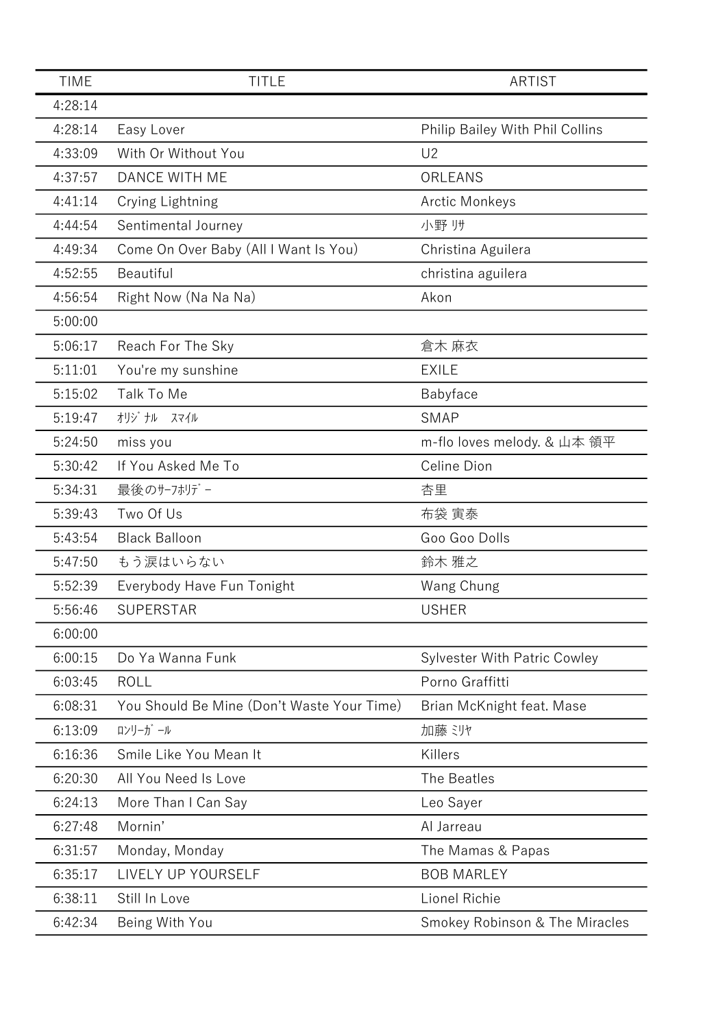| TIME | TITLE | ARTIST |
|---|---|---|
| 4:28:14 | | |
| 4:28:14 | Easy Lover | Philip Bailey With Phil Collins |
| 4:33:09 | With Or Without You | U2 |
| 4:37:57 | DANCE WITH ME | ORLEANS |
| 4:41:14 | Crying Lightning | Arctic Monkeys |
| 4:44:54 | Sentimental Journey | 小野 ﾘｻ |
| 4:49:34 | Come On Over Baby (All I Want Is You) | Christina Aguilera |
| 4:52:55 | Beautiful | christina aguilera |
| 4:56:54 | Right Now (Na Na Na) | Akon |
| 5:00:00 | | |
| 5:06:17 | Reach For The Sky | 倉木 麻衣 |
| 5:11:01 | You're my sunshine | EXILE |
| 5:15:02 | Talk To Me | Babyface |
| 5:19:47 | ｵﾘｼﾞﾅﾙ　ｽﾏｲﾙ | SMAP |
| 5:24:50 | miss you | m-flo loves melody. & 山本 領平 |
| 5:30:42 | If You Asked Me To | Celine Dion |
| 5:34:31 | 最後のｻｰﾌﾎﾘﾃﾞｰ | 杏里 |
| 5:39:43 | Two Of Us | 布袋 寅泰 |
| 5:43:54 | Black Balloon | Goo Goo Dolls |
| 5:47:50 | もう涙はいらない | 鈴木 雅之 |
| 5:52:39 | Everybody Have Fun Tonight | Wang Chung |
| 5:56:46 | SUPERSTAR | USHER |
| 6:00:00 | | |
| 6:00:15 | Do Ya Wanna Funk | Sylvester With Patric Cowley |
| 6:03:45 | ROLL | Porno Graffitti |
| 6:08:31 | You Should Be Mine (Don’t Waste Your Time) | Brian McKnight feat. Mase |
| 6:13:09 | ﾛﾝﾘｰｶﾞｰﾙ | 加藤 ﾐﾘﾔ |
| 6:16:36 | Smile Like You Mean It | Killers |
| 6:20:30 | All You Need Is Love | The Beatles |
| 6:24:13 | More Than I Can Say | Leo Sayer |
| 6:27:48 | Mornin’ | Al Jarreau |
| 6:31:57 | Monday, Monday | The Mamas & Papas |
| 6:35:17 | LIVELY UP YOURSELF | BOB MARLEY |
| 6:38:11 | Still In Love | Lionel Richie |
| 6:42:34 | Being With You | Smokey Robinson & The Miracles |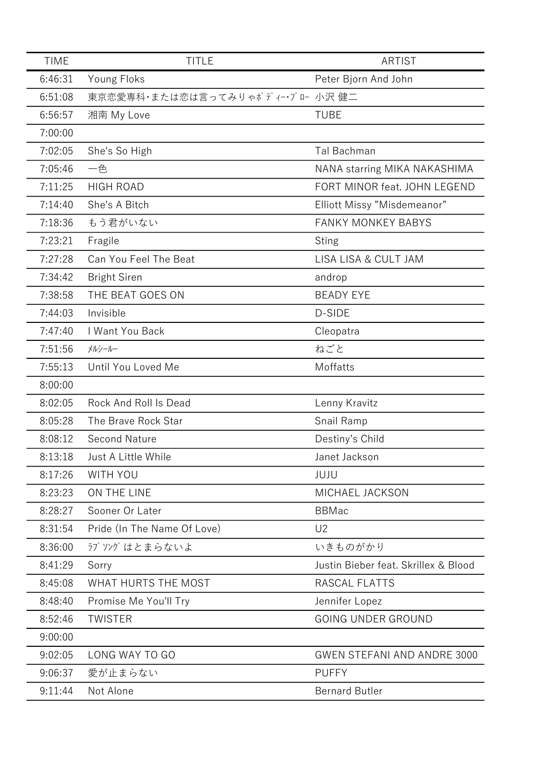| TIME | TITLE | ARTIST |
|---|---|---|
| 6:46:31 | Young Floks | Peter Bjorn And John |
| 6:51:08 | 東京恋愛専科･または恋は言ってみりゃﾎﾞﾃﾞｨｰ･ﾌﾞﾛｰ | 小沢 健二 |
| 6:56:57 | 湘南 My Love | TUBE |
| 7:00:00 | | |
| 7:02:05 | She's So High | Tal Bachman |
| 7:05:46 | 一色 | NANA starring MIKA NAKASHIMA |
| 7:11:25 | HIGH ROAD | FORT MINOR feat. JOHN LEGEND |
| 7:14:40 | She's A Bitch | Elliott Missy "Misdemeanor" |
| 7:18:36 | もう君がいない | FANKY MONKEY BABYS |
| 7:23:21 | Fragile | Sting |
| 7:27:28 | Can You Feel The Beat | LISA LISA & CULT JAM |
| 7:34:42 | Bright Siren | androp |
| 7:38:58 | THE BEAT GOES ON | BEADY EYE |
| 7:44:03 | Invisible | D-SIDE |
| 7:47:40 | I Want You Back | Cleopatra |
| 7:51:56 | ﾒﾙｼｰﾙｰ | ねごと |
| 7:55:13 | Until You Loved Me | Moffatts |
| 8:00:00 | | |
| 8:02:05 | Rock And Roll Is Dead | Lenny Kravitz |
| 8:05:28 | The Brave Rock Star | Snail Ramp |
| 8:08:12 | Second Nature | Destiny's Child |
| 8:13:18 | Just A Little While | Janet Jackson |
| 8:17:26 | WITH YOU | JUJU |
| 8:23:23 | ON THE LINE | MICHAEL JACKSON |
| 8:28:27 | Sooner Or Later | BBMac |
| 8:31:54 | Pride (In The Name Of Love) | U2 |
| 8:36:00 | ﾗﾌﾞ ｿﾝｸﾞ はとまらないよ | いきものがかり |
| 8:41:29 | Sorry | Justin Bieber feat. Skrillex & Blood |
| 8:45:08 | WHAT HURTS THE MOST | RASCAL FLATTS |
| 8:48:40 | Promise Me You'll Try | Jennifer Lopez |
| 8:52:46 | TWISTER | GOING UNDER GROUND |
| 9:00:00 | | |
| 9:02:05 | LONG WAY TO GO | GWEN STEFANI AND ANDRE 3000 |
| 9:06:37 | 愛が止まらない | PUFFY |
| 9:11:44 | Not Alone | Bernard Butler |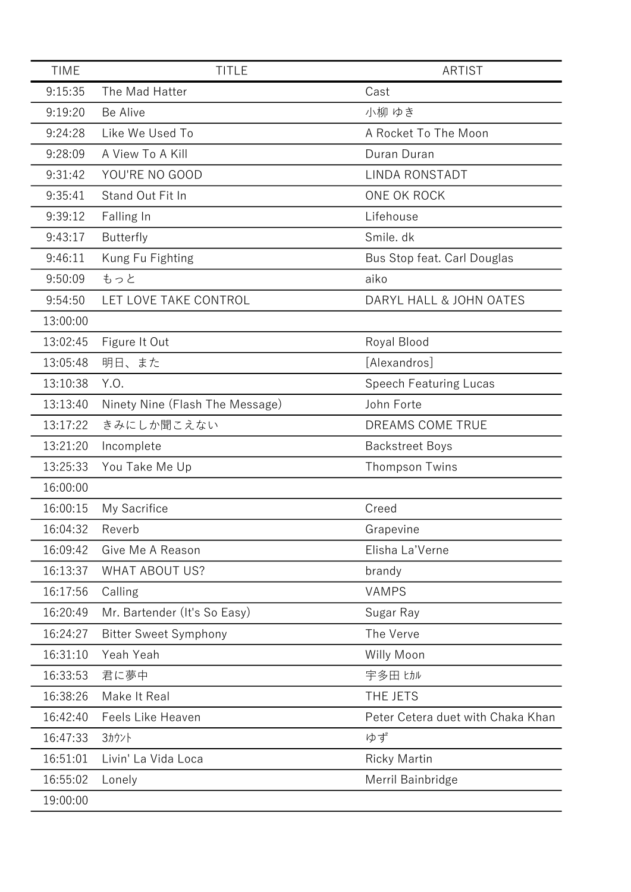| TIME | TITLE | ARTIST |
| --- | --- | --- |
| 9:15:35 | The Mad Hatter | Cast |
| 9:19:20 | Be Alive | 小柳 ゆき |
| 9:24:28 | Like We Used To | A Rocket To The Moon |
| 9:28:09 | A View To A Kill | Duran Duran |
| 9:31:42 | YOU'RE NO GOOD | LINDA RONSTADT |
| 9:35:41 | Stand Out Fit In | ONE OK ROCK |
| 9:39:12 | Falling In | Lifehouse |
| 9:43:17 | Butterfly | Smile. dk |
| 9:46:11 | Kung Fu Fighting | Bus Stop feat. Carl Douglas |
| 9:50:09 | もっと | aiko |
| 9:54:50 | LET LOVE TAKE CONTROL | DARYL HALL & JOHN OATES |
| 13:00:00 | | |
| 13:02:45 | Figure It Out | Royal Blood |
| 13:05:48 | 明日、また | [Alexandros] |
| 13:10:38 | Y.O. | Speech Featuring Lucas |
| 13:13:40 | Ninety Nine (Flash The Message) | John Forte |
| 13:17:22 | きみにしか聞こえない | DREAMS COME TRUE |
| 13:21:20 | Incomplete | Backstreet Boys |
| 13:25:33 | You Take Me Up | Thompson Twins |
| 16:00:00 | | |
| 16:00:15 | My Sacrifice | Creed |
| 16:04:32 | Reverb | Grapevine |
| 16:09:42 | Give Me A Reason | Elisha La'Verne |
| 16:13:37 | WHAT ABOUT US? | brandy |
| 16:17:56 | Calling | VAMPS |
| 16:20:49 | Mr. Bartender (It's So Easy) | Sugar Ray |
| 16:24:27 | Bitter Sweet Symphony | The Verve |
| 16:31:10 | Yeah Yeah | Willy Moon |
| 16:33:53 | 君に夢中 | 宇多田 ﾋｶﾙ |
| 16:38:26 | Make It Real | THE JETS |
| 16:42:40 | Feels Like Heaven | Peter Cetera duet with Chaka Khan |
| 16:47:33 | 3ｶｳﾝﾄ | ゆず |
| 16:51:01 | Livin' La Vida Loca | Ricky Martin |
| 16:55:02 | Lonely | Merril Bainbridge |
| 19:00:00 | | |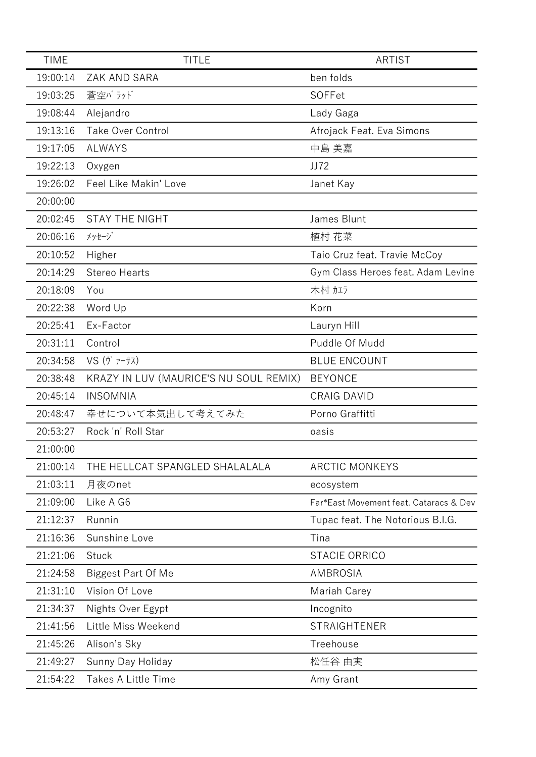| TIME | TITLE | ARTIST |
|---|---|---|
| 19:00:14 | ZAK AND SARA | ben folds |
| 19:03:25 | 蒼空ﾊﾞﾗｯﾄﾞ | SOFFet |
| 19:08:44 | Alejandro | Lady Gaga |
| 19:13:16 | Take Over Control | Afrojack Feat. Eva Simons |
| 19:17:05 | ALWAYS | 中島 美嘉 |
| 19:22:13 | Oxygen | JJ72 |
| 19:26:02 | Feel Like Makin' Love | Janet Kay |
| 20:00:00 | | |
| 20:02:45 | STAY THE NIGHT | James Blunt |
| 20:06:16 | ﾒｯｾｰｼﾞ | 植村 花菜 |
| 20:10:52 | Higher | Taio Cruz feat. Travie McCoy |
| 20:14:29 | Stereo Hearts | Gym Class Heroes feat. Adam Levine |
| 20:18:09 | You | 木村 ｶｴﾗ |
| 20:22:38 | Word Up | Korn |
| 20:25:41 | Ex-Factor | Lauryn Hill |
| 20:31:11 | Control | Puddle Of Mudd |
| 20:34:58 | VS (ｳﾞｧｰｻｽ) | BLUE ENCOUNT |
| 20:38:48 | KRAZY IN LUV (MAURICE'S NU SOUL REMIX) | BEYONCE |
| 20:45:14 | INSOMNIA | CRAIG DAVID |
| 20:48:47 | 幸せについて本気出して考えてみた | Porno Graffitti |
| 20:53:27 | Rock 'n' Roll Star | oasis |
| 21:00:00 | | |
| 21:00:14 | THE HELLCAT SPANGLED SHALALALA | ARCTIC MONKEYS |
| 21:03:11 | 月夜のnet | ecosystem |
| 21:09:00 | Like A G6 | Far*East Movement feat. Cataracs & Dev |
| 21:12:37 | Runnin | Tupac feat. The Notorious B.I.G. |
| 21:16:36 | Sunshine Love | Tina |
| 21:21:06 | Stuck | STACIE ORRICO |
| 21:24:58 | Biggest Part Of Me | AMBROSIA |
| 21:31:10 | Vision Of Love | Mariah Carey |
| 21:34:37 | Nights Over Egypt | Incognito |
| 21:41:56 | Little Miss Weekend | STRAIGHTENER |
| 21:45:26 | Alison's Sky | Treehouse |
| 21:49:27 | Sunny Day Holiday | 松任谷 由実 |
| 21:54:22 | Takes A Little Time | Amy Grant |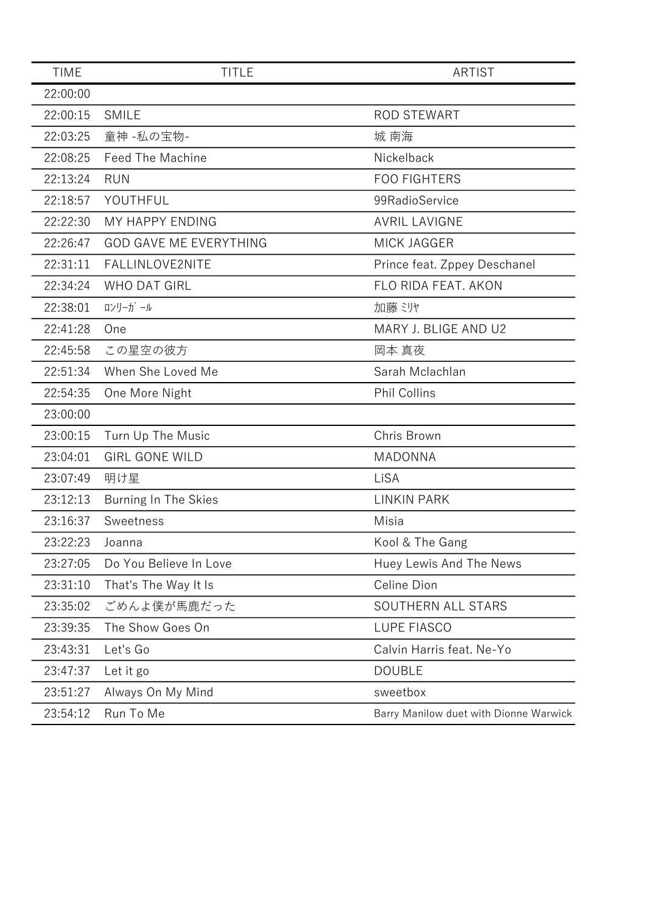| TIME | TITLE | ARTIST |
| --- | --- | --- |
| 22:00:00 | | |
| 22:00:15 | SMILE | ROD STEWART |
| 22:03:25 | 童神 -私の宝物- | 城 南海 |
| 22:08:25 | Feed The Machine | Nickelback |
| 22:13:24 | RUN | FOO FIGHTERS |
| 22:18:57 | YOUTHFUL | 99RadioService |
| 22:22:30 | MY HAPPY ENDING | AVRIL LAVIGNE |
| 22:26:47 | GOD GAVE ME EVERYTHING | MICK JAGGER |
| 22:31:11 | FALLINLOVE2NITE | Prince feat. Zppey Deschanel |
| 22:34:24 | WHO DAT GIRL | FLO RIDA FEAT. AKON |
| 22:38:01 | ﾛﾝﾘｰｶﾞｰﾙ | 加藤 ﾐﾘﾔ |
| 22:41:28 | One | MARY J. BLIGE AND U2 |
| 22:45:58 | この星空の彼方 | 岡本 真夜 |
| 22:51:34 | When She Loved Me | Sarah Mclachlan |
| 22:54:35 | One More Night | Phil Collins |
| 23:00:00 | | |
| 23:00:15 | Turn Up The Music | Chris Brown |
| 23:04:01 | GIRL GONE WILD | MADONNA |
| 23:07:49 | 明け星 | LiSA |
| 23:12:13 | Burning In The Skies | LINKIN PARK |
| 23:16:37 | Sweetness | Misia |
| 23:22:23 | Joanna | Kool & The Gang |
| 23:27:05 | Do You Believe In Love | Huey Lewis And The News |
| 23:31:10 | That's The Way It Is | Celine Dion |
| 23:35:02 | ごめんよ僕が馬鹿だった | SOUTHERN ALL STARS |
| 23:39:35 | The Show Goes On | LUPE FIASCO |
| 23:43:31 | Let's Go | Calvin Harris feat. Ne-Yo |
| 23:47:37 | Let it go | DOUBLE |
| 23:51:27 | Always On My Mind | sweetbox |
| 23:54:12 | Run To Me | Barry Manilow duet with Dionne Warwick |